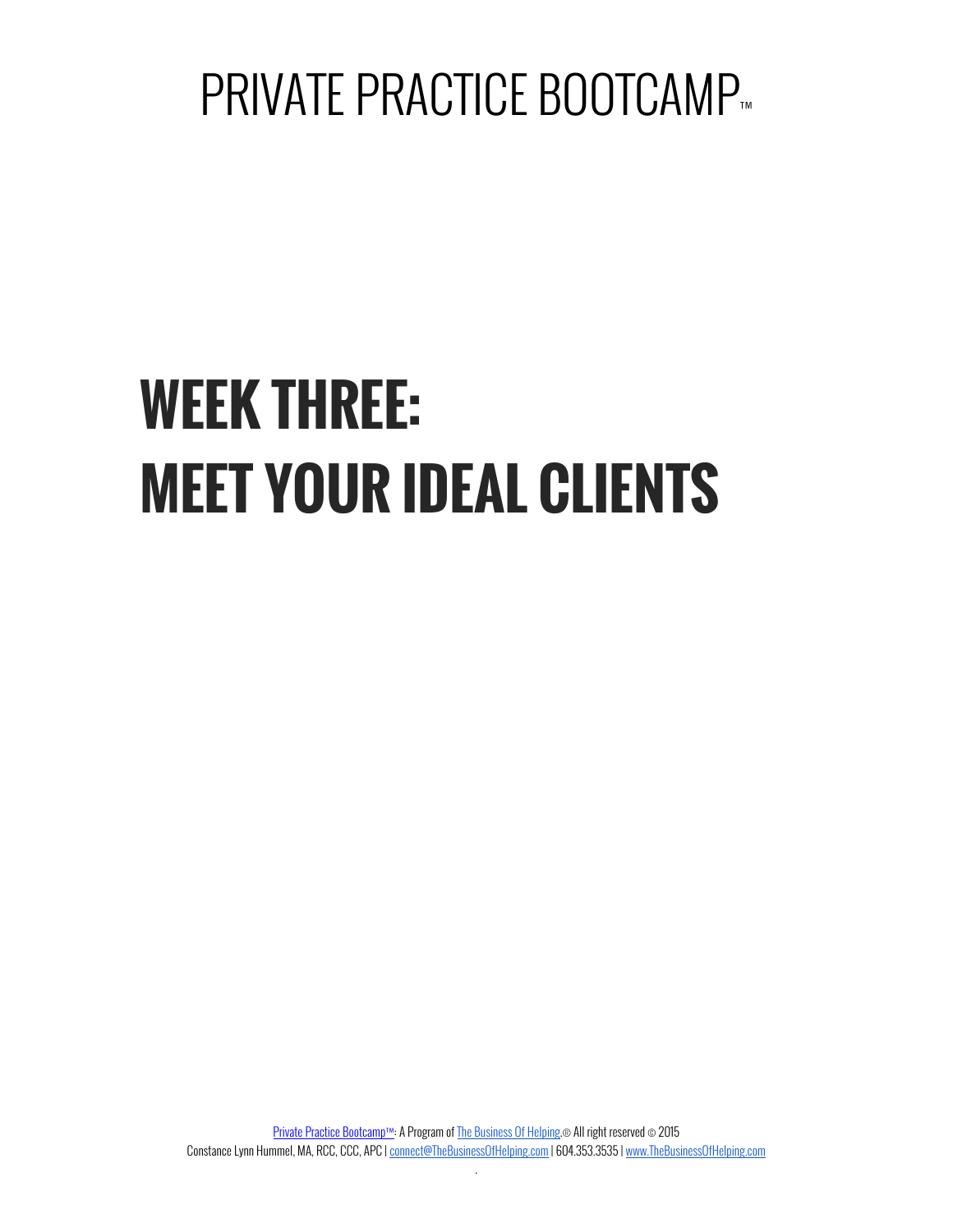# PRIVATE PRACTICE BOOTCAMP™

# WEEK THREE:
# MEET YOUR IDEAL CLIENTS

Private Practice Bootcamp™: A Program of The Business Of Helping.® All right reserved © 2015
Constance Lynn Hummel, MA, RCC, CCC, APC | connect@TheBusinessOfHelping.com | 604.353.3535 | www.TheBusinessOfHelping.com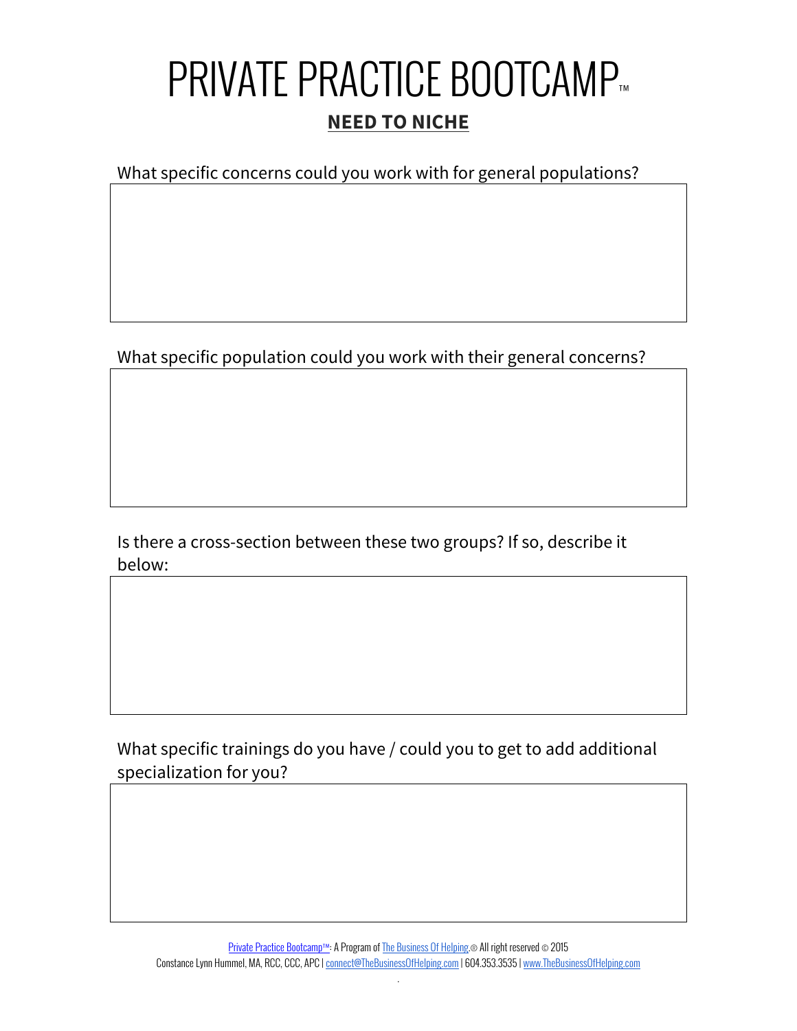# PRIVATE PRACTICE BOOTCAMP™

## NEED TO NICHE

What specific concerns could you work with for general populations?

What specific population could you work with their general concerns?

Is there a cross-section between these two groups? If so, describe it below:

What specific trainings do you have / could you to get to add additional specialization for you?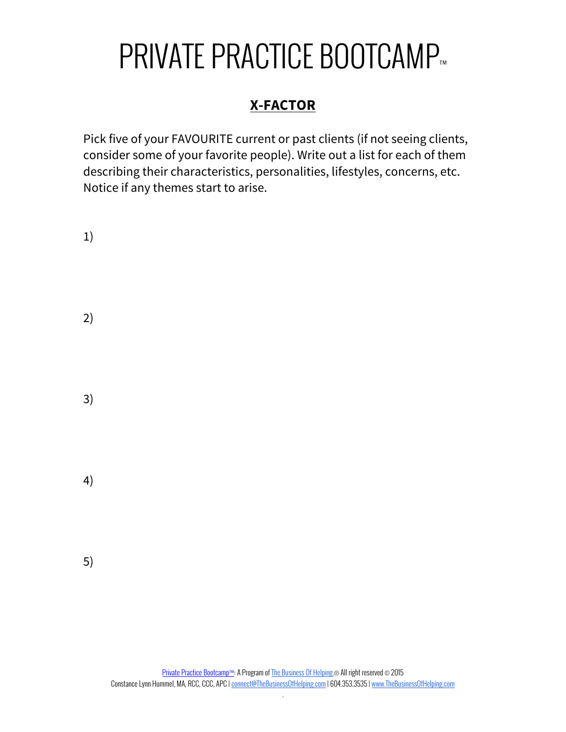# PRIVATE PRACTICE BOOTCAMP™

## X-FACTOR

Pick five of your FAVOURITE current or past clients (if not seeing clients, consider some of your favorite people). Write out a list for each of them describing their characteristics, personalities, lifestyles, concerns, etc. Notice if any themes start to arise.

1)

2)

3)

4)

5)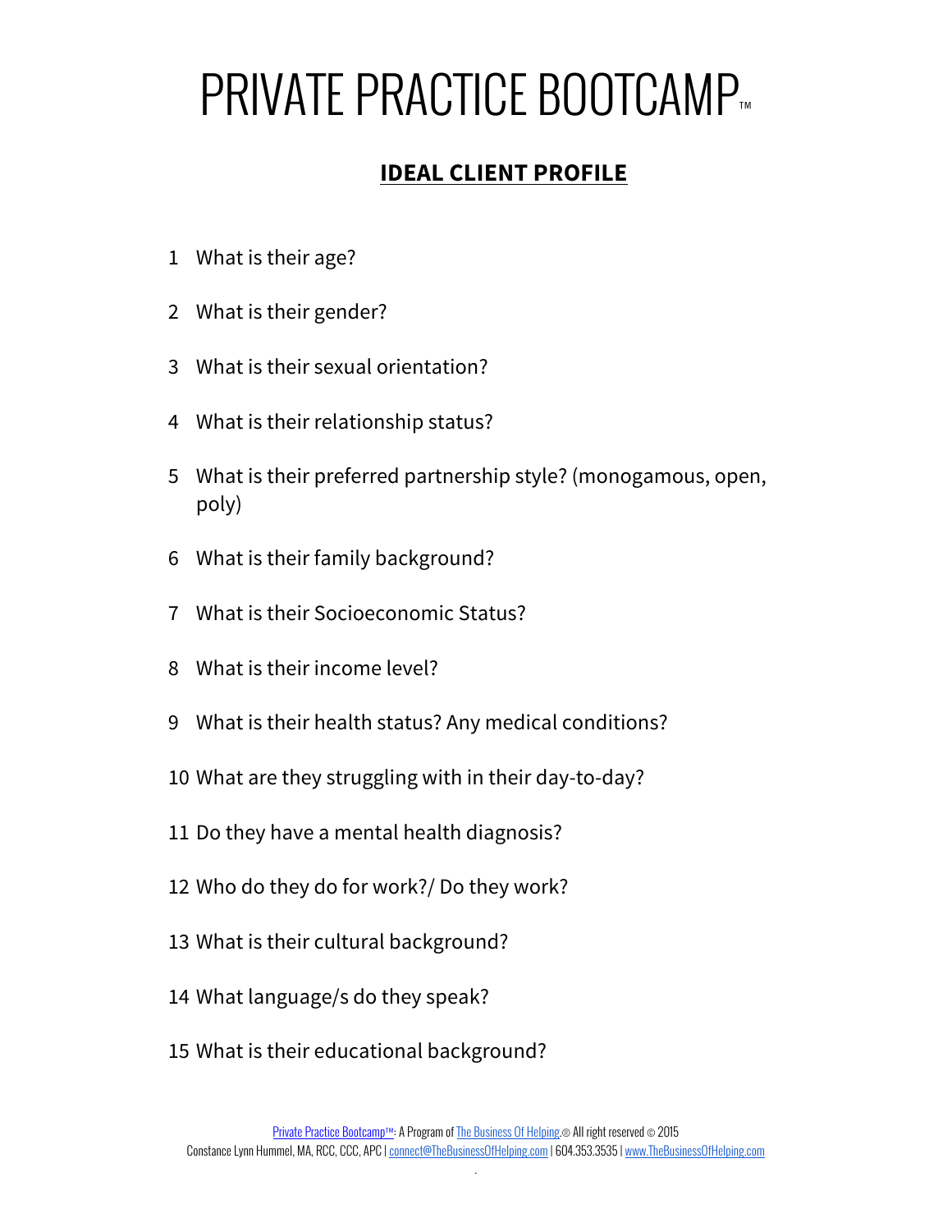# PRIVATE PRACTICE BOOTCAMP™

## IDEAL CLIENT PROFILE

1. What is their age?
2. What is their gender?
3. What is their sexual orientation?
4. What is their relationship status?
5. What is their preferred partnership style? (monogamous, open, poly)
6. What is their family background?
7. What is their Socioeconomic Status?
8. What is their income level?
9. What is their health status? Any medical conditions?
10. What are they struggling with in their day-to-day?
11. Do they have a mental health diagnosis?
12. Who do they do for work?/ Do they work?
13. What is their cultural background?
14. What language/s do they speak?
15. What is their educational background?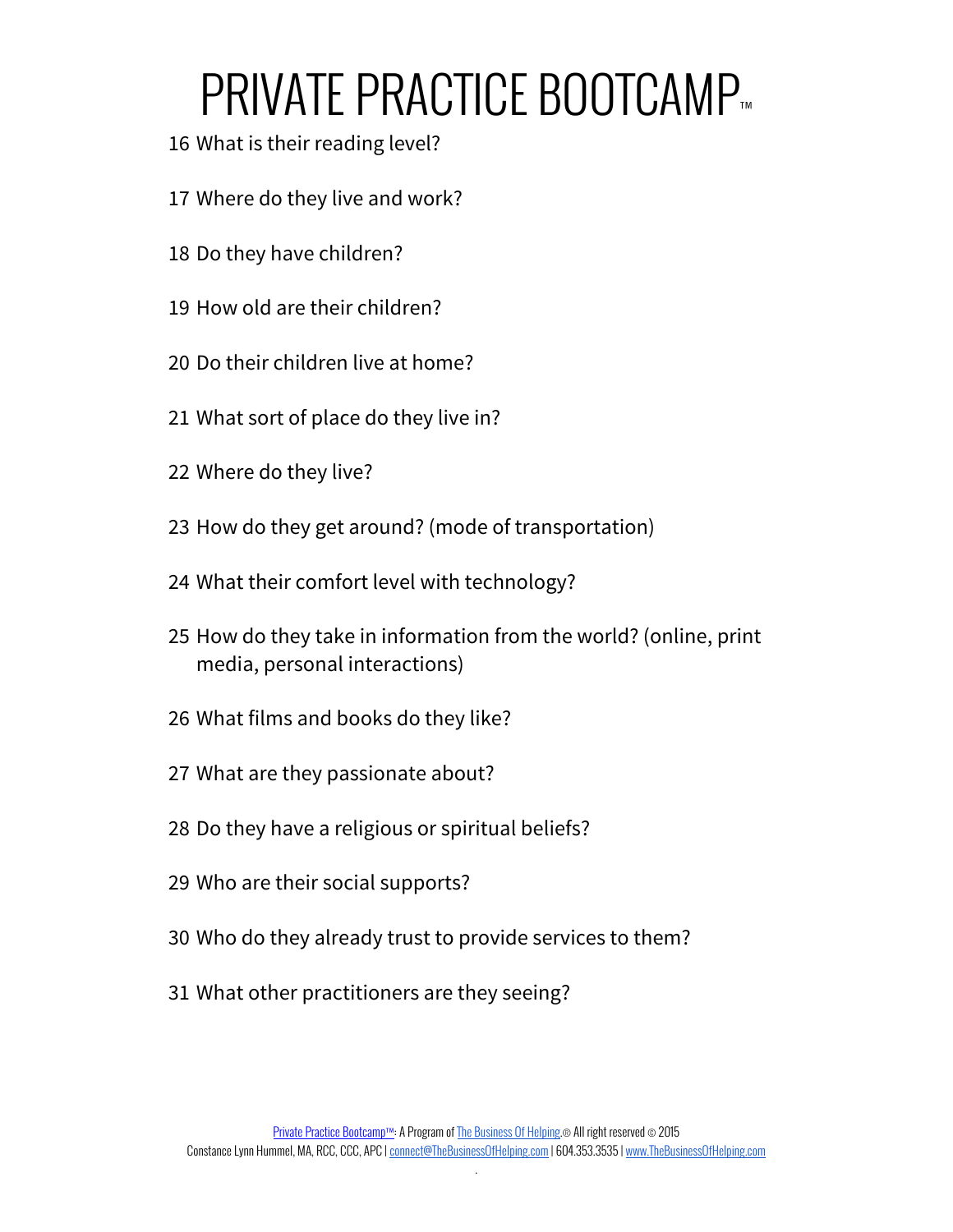16 What is their reading level?

17 Where do they live and work?

18 Do they have children?

19 How old are their children?

20 Do their children live at home?

21 What sort of place do they live in?

22 Where do they live?

23 How do they get around? (mode of transportation)

24 What their comfort level with technology?

25 How do they take in information from the world? (online, print media, personal interactions)

26 What films and books do they like?

27 What are they passionate about?

28 Do they have a religious or spiritual beliefs?

29 Who are their social supports?

30 Who do they already trust to provide services to them?

31 What other practitioners are they seeing?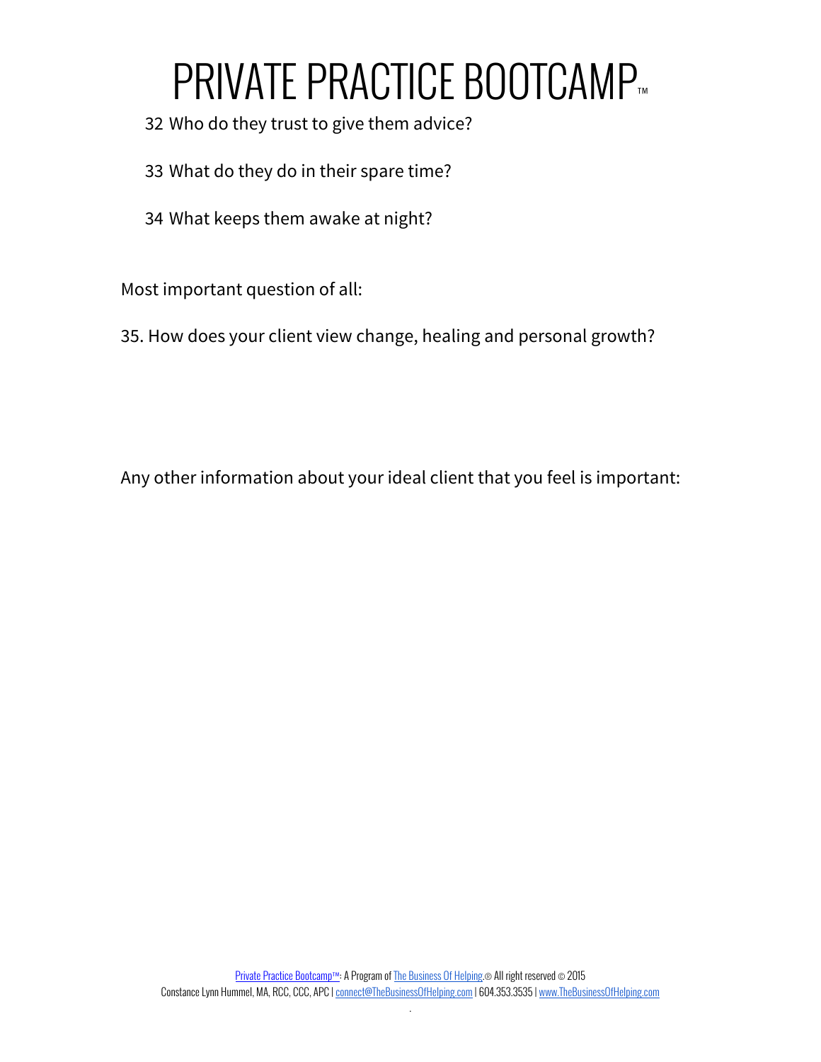32 Who do they trust to give them advice?

33 What do they do in their spare time?

34 What keeps them awake at night?

Most important question of all:

35. How does your client view change, healing and personal growth?

Any other information about your ideal client that you feel is important: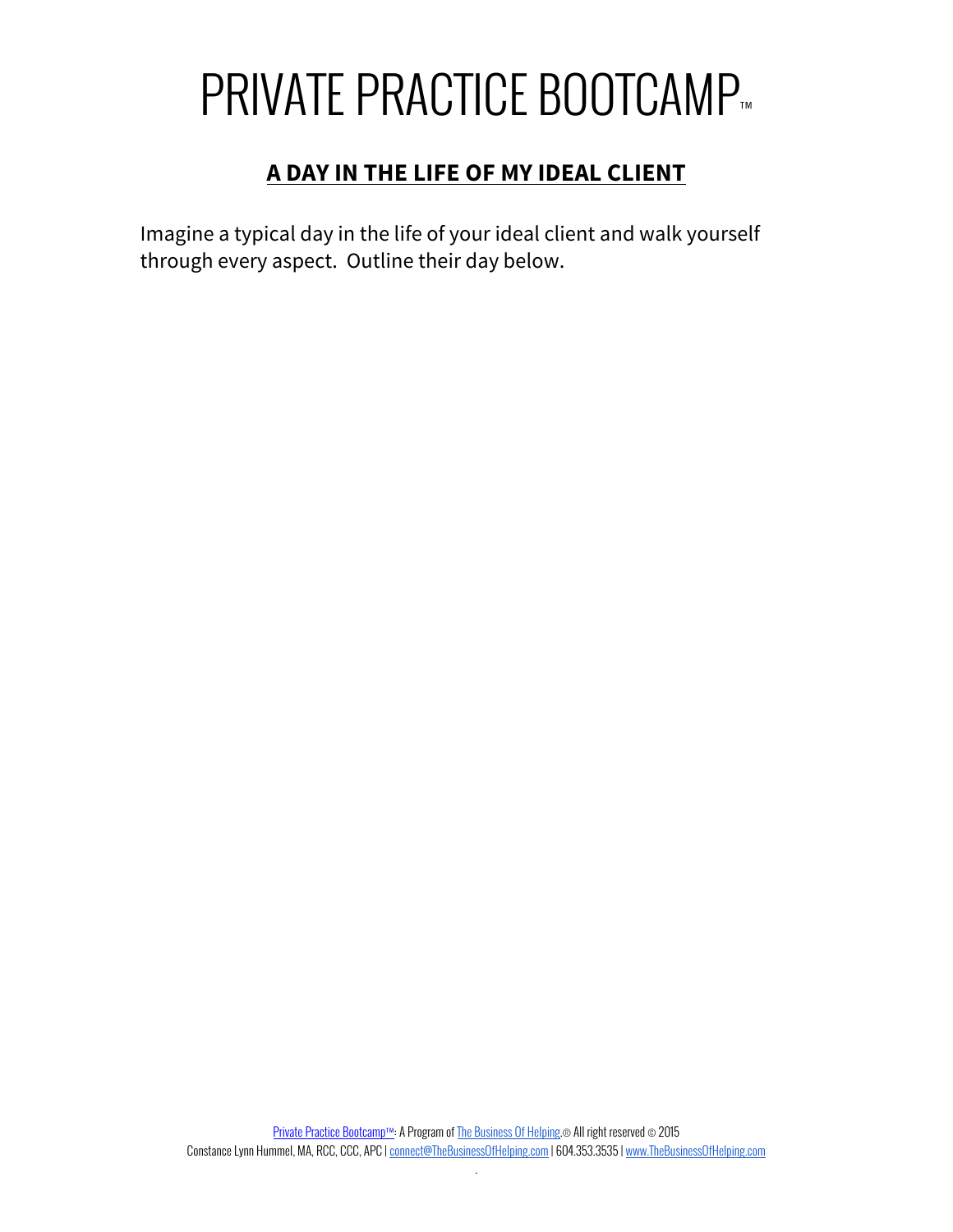# PRIVATE PRACTICE BOOTCAMP™

## A DAY IN THE LIFE OF MY IDEAL CLIENT

Imagine a typical day in the life of your ideal client and walk yourself through every aspect. Outline their day below.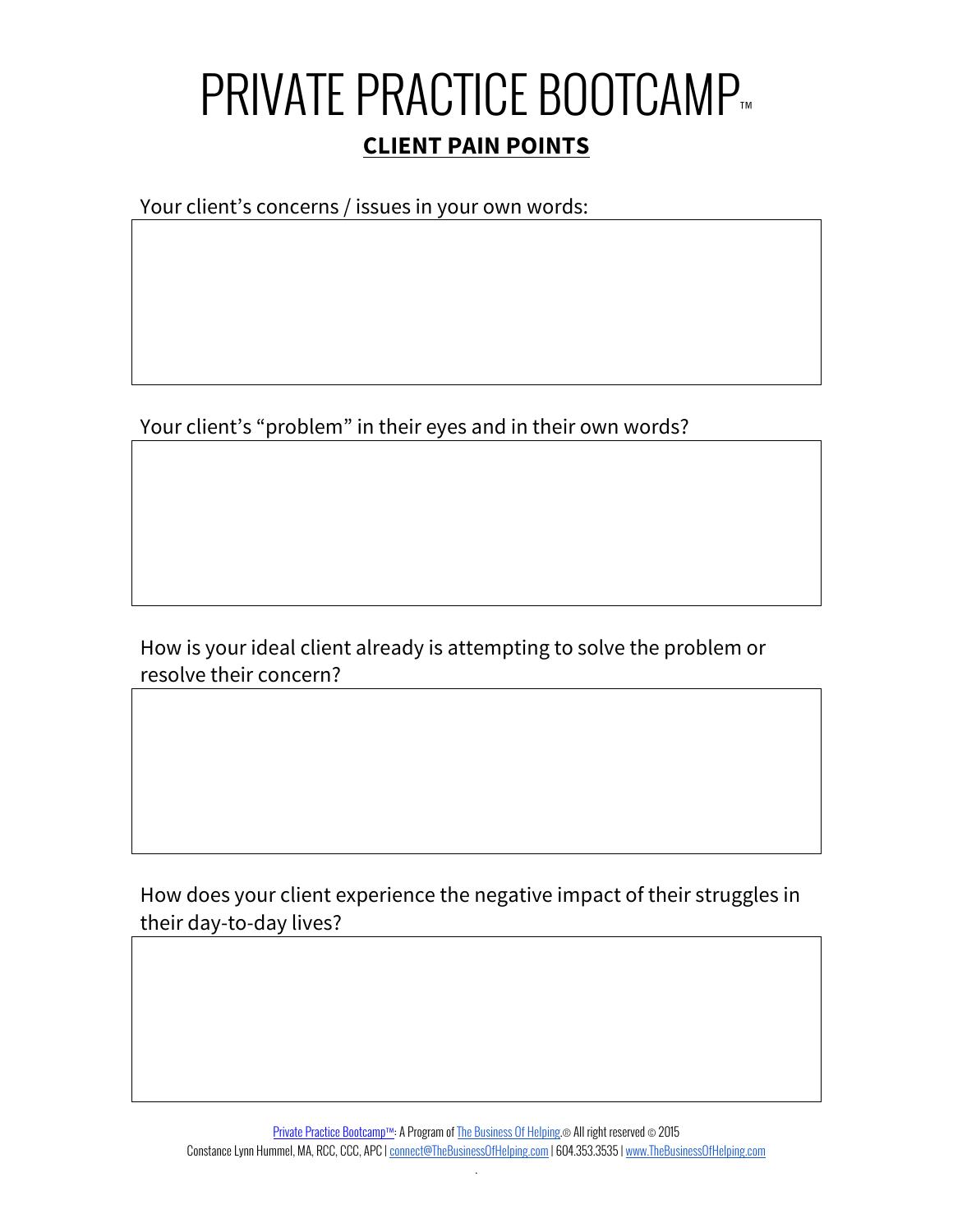# PRIVATE PRACTICE BOOTCAMP™

## CLIENT PAIN POINTS

Your client's concerns / issues in your own words:

Your client's "problem" in their eyes and in their own words?

How is your ideal client already is attempting to solve the problem or resolve their concern?

How does your client experience the negative impact of their struggles in their day-to-day lives?

Private Practice Bootcamp™: A Program of The Business Of Helping.® All right reserved © 2015
Constance Lynn Hummel, MA, RCC, CCC, APC | connect@TheBusinessOfHelping.com | 604.353.3535 | www.TheBusinessOfHelping.com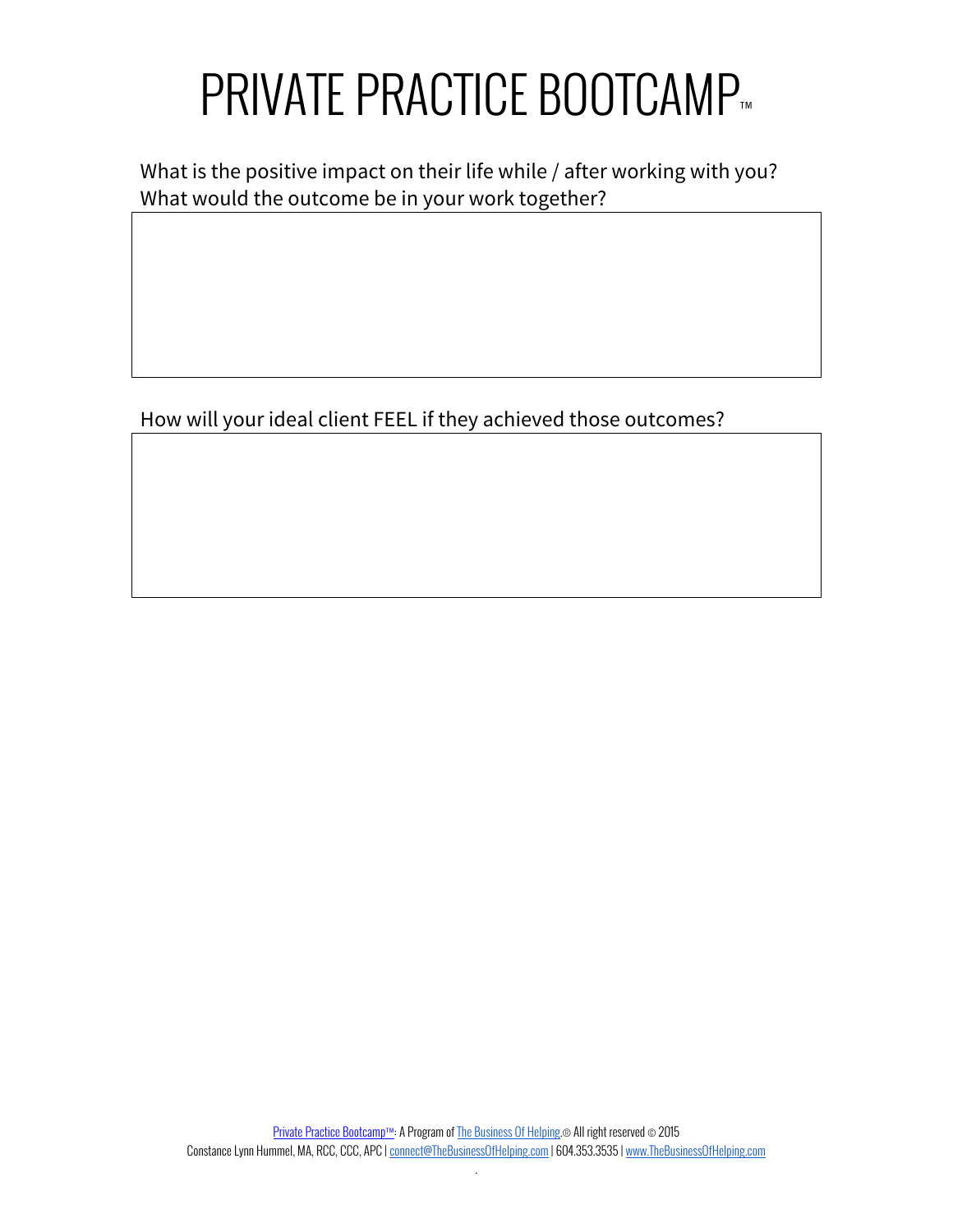What is the positive impact on their life while / after working with you?
What would the outcome be in your work together?

How will your ideal client FEEL if they achieved those outcomes?